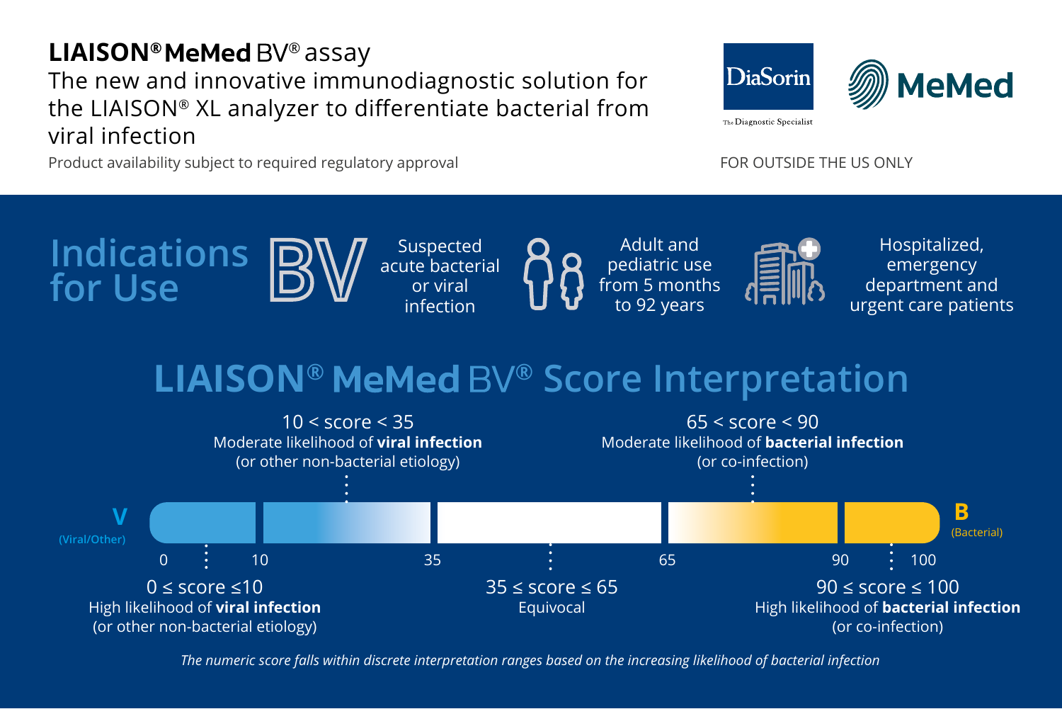# LIAISON® MeMed BV® assay

The new and innovative immunodiagnostic solution for the LIAISON® XL analyzer to differentiate bacterial from viral infection

Product availability subject to required regulatory approval

DiaSorin — The Diagnostic Specialist

MeMed

FOR OUTSIDE THE US ONLY

## Indications for Use

- Suspected acute bacterial or viral infection
- Adult and pediatric use from 5 months to 92 years
- Hospitalized, emergency department and urgent care patients

## LIAISON® MeMed BV® Score Interpretation

V (Viral/Other) — B (Bacterial)

Scale: 0 — 10 — 35 — 65 — 90 — 100

- $0 \leq$ score $\leq 10$: High likelihood of **viral infection** (or other non-bacterial etiology)
- $10 <$ score $< 35$: Moderate likelihood of **viral infection** (or other non-bacterial etiology)
- $35 \leq$ score $\leq 65$: Equivocal
- $65 <$ score $< 90$: Moderate likelihood of **bacterial infection** (or co-infection)
- $90 \leq$ score $\leq 100$: High likelihood of **bacterial infection** (or co-infection)

*The numeric score falls within discrete interpretation ranges based on the increasing likelihood of bacterial infection*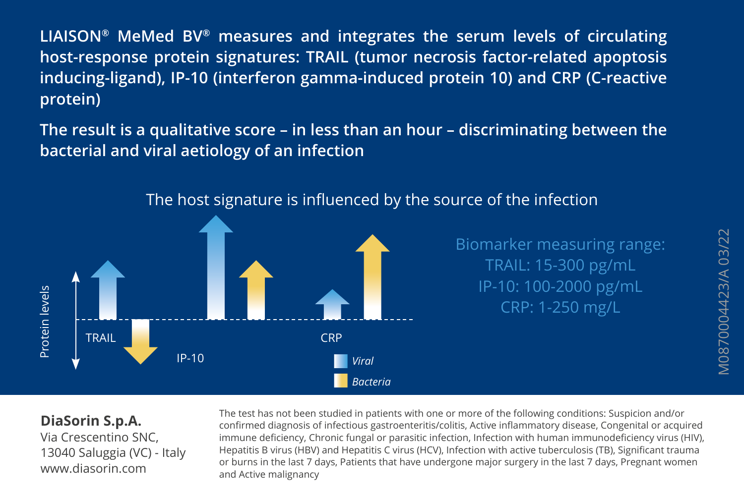**LIAISON® MeMed BV® measures and integrates the serum levels of circulating host-response protein signatures: TRAIL (tumor necrosis factor-related apoptosis inducing-ligand), IP-10 (interferon gamma-induced protein 10) and CRP (C-reactive protein)**

**The result is a qualitative score – in less than an hour – discriminating between the bacterial and viral aetiology of an infection**

The host signature is influenced by the source of the infection

Protein levels

TRAIL

IP-10

CRP

*Viral*

*Bacteria*

Biomarker measuring range:
TRAIL: 15-300 pg/mL
IP-10: 100-2000 pg/mL
CRP: 1-250 mg/L

M0870004423/A 03/22

**DiaSorin S.p.A.**
Via Crescentino SNC,
13040 Saluggia (VC) - Italy
www.diasorin.com

The test has not been studied in patients with one or more of the following conditions: Suspicion and/or confirmed diagnosis of infectious gastroenteritis/colitis, Active inflammatory disease, Congenital or acquired immune deficiency, Chronic fungal or parasitic infection, Infection with human immunodeficiency virus (HIV), Hepatitis B virus (HBV) and Hepatitis C virus (HCV), Infection with active tuberculosis (TB), Significant trauma or burns in the last 7 days, Patients that have undergone major surgery in the last 7 days, Pregnant women and Active malignancy